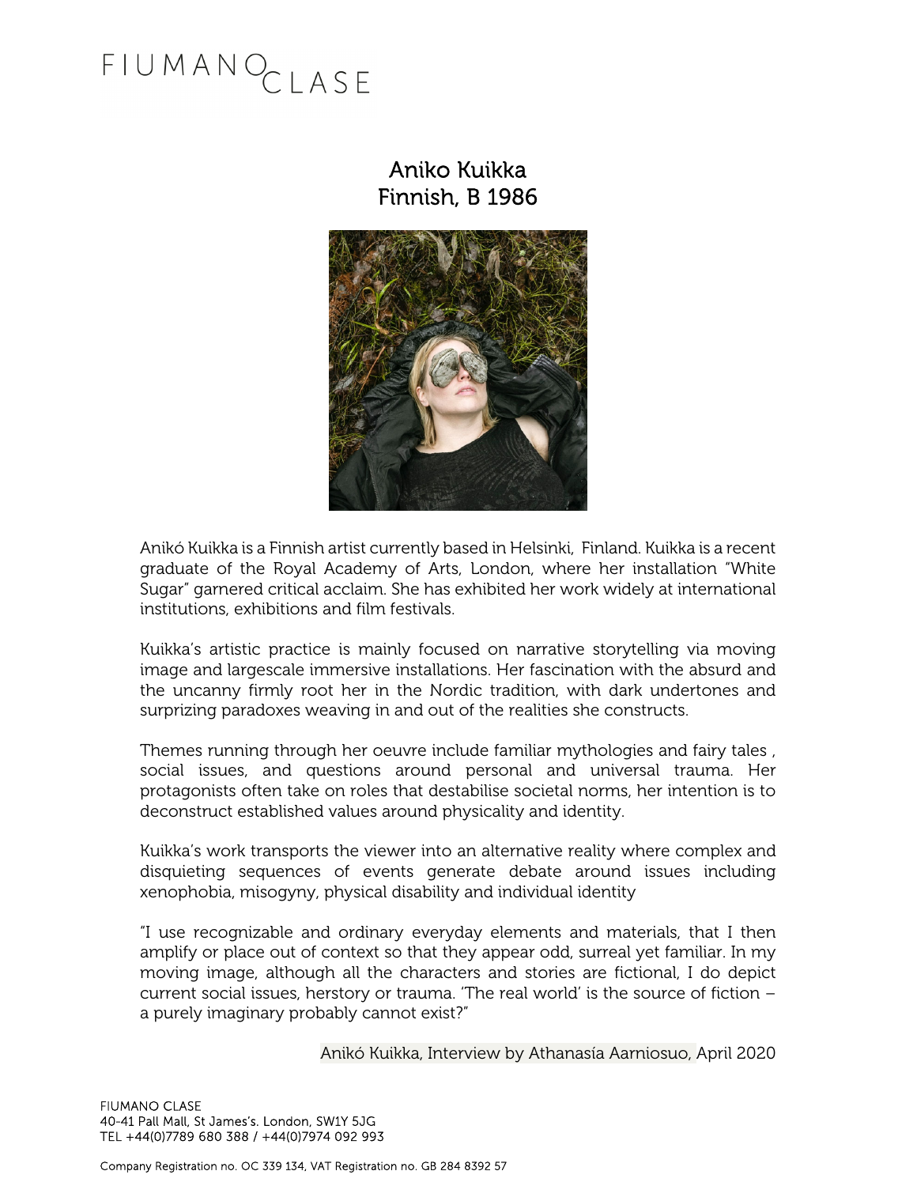FIUMANO CLASE

# Aniko Kuikka
## Finnish, B 1986

Anikó Kuikka is a Finnish artist currently based in Helsinki, Finland. Kuikka is a recent graduate of the Royal Academy of Arts, London, where her installation "White Sugar" garnered critical acclaim. She has exhibited her work widely at international institutions, exhibitions and film festivals.

Kuikka's artistic practice is mainly focused on narrative storytelling via moving image and largescale immersive installations. Her fascination with the absurd and the uncanny firmly root her in the Nordic tradition, with dark undertones and surprizing paradoxes weaving in and out of the realities she constructs.

Themes running through her oeuvre include familiar mythologies and fairy tales , social issues, and questions around personal and universal trauma. Her protagonists often take on roles that destabilise societal norms, her intention is to deconstruct established values around physicality and identity.

Kuikka's work transports the viewer into an alternative reality where complex and disquieting sequences of events generate debate around issues including xenophobia, misogyny, physical disability and individual identity

"I use recognizable and ordinary everyday elements and materials, that I then amplify or place out of context so that they appear odd, surreal yet familiar. In my moving image, although all the characters and stories are fictional, I do depict current social issues, herstory or trauma. 'The real world' is the source of fiction – a purely imaginary probably cannot exist?"

Anikó Kuikka, Interview by Athanasía Aarniosuo, April 2020

FIUMANO CLASE
40-41 Pall Mall, St James's. London, SW1Y 5JG
TEL +44(0)7789 680 388 / +44(0)7974 092 993

Company Registration no. OC 339 134, VAT Registration no. GB 284 8392 57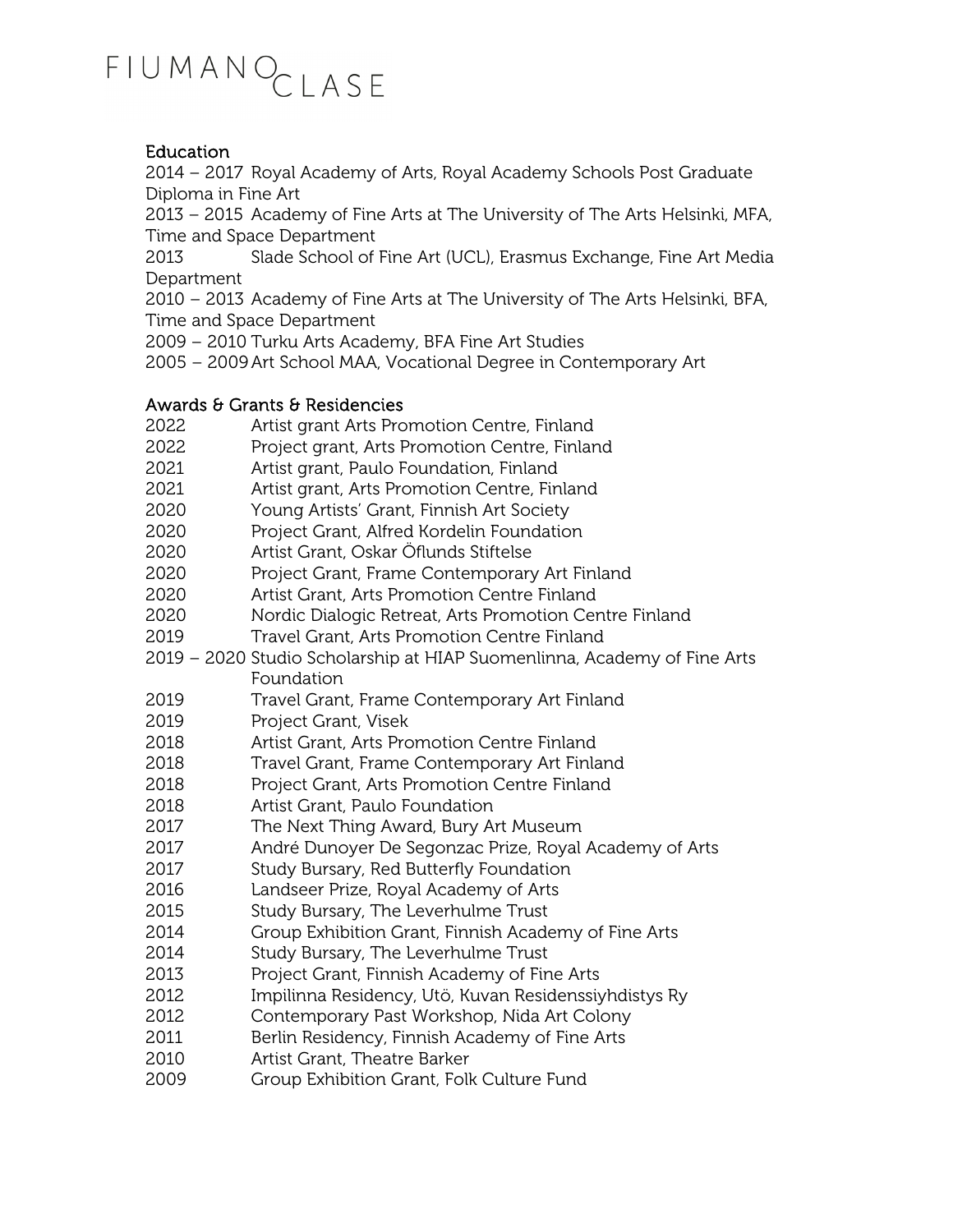## Education

2014 – 2017 Royal Academy of Arts, Royal Academy Schools Post Graduate Diploma in Fine Art
2013 – 2015 Academy of Fine Arts at The University of The Arts Helsinki, MFA, Time and Space Department
2013 Slade School of Fine Art (UCL), Erasmus Exchange, Fine Art Media Department
2010 – 2013 Academy of Fine Arts at The University of The Arts Helsinki, BFA, Time and Space Department
2009 – 2010 Turku Arts Academy, BFA Fine Art Studies
2005 – 2009 Art School MAA, Vocational Degree in Contemporary Art

## Awards & Grants & Residencies

2022 Artist grant Arts Promotion Centre, Finland
2022 Project grant, Arts Promotion Centre, Finland
2021 Artist grant, Paulo Foundation, Finland
2021 Artist grant, Arts Promotion Centre, Finland
2020 Young Artists' Grant, Finnish Art Society
2020 Project Grant, Alfred Kordelin Foundation
2020 Artist Grant, Oskar Öflunds Stiftelse
2020 Project Grant, Frame Contemporary Art Finland
2020 Artist Grant, Arts Promotion Centre Finland
2020 Nordic Dialogic Retreat, Arts Promotion Centre Finland
2019 Travel Grant, Arts Promotion Centre Finland
2019 – 2020 Studio Scholarship at HIAP Suomenlinna, Academy of Fine Arts Foundation
2019 Travel Grant, Frame Contemporary Art Finland
2019 Project Grant, Visek
2018 Artist Grant, Arts Promotion Centre Finland
2018 Travel Grant, Frame Contemporary Art Finland
2018 Project Grant, Arts Promotion Centre Finland
2018 Artist Grant, Paulo Foundation
2017 The Next Thing Award, Bury Art Museum
2017 André Dunoyer De Segonzac Prize, Royal Academy of Arts
2017 Study Bursary, Red Butterfly Foundation
2016 Landseer Prize, Royal Academy of Arts
2015 Study Bursary, The Leverhulme Trust
2014 Group Exhibition Grant, Finnish Academy of Fine Arts
2014 Study Bursary, The Leverhulme Trust
2013 Project Grant, Finnish Academy of Fine Arts
2012 Impilinna Residency, Utö, Kuvan Residenssiyhdistys Ry
2012 Contemporary Past Workshop, Nida Art Colony
2011 Berlin Residency, Finnish Academy of Fine Arts
2010 Artist Grant, Theatre Barker
2009 Group Exhibition Grant, Folk Culture Fund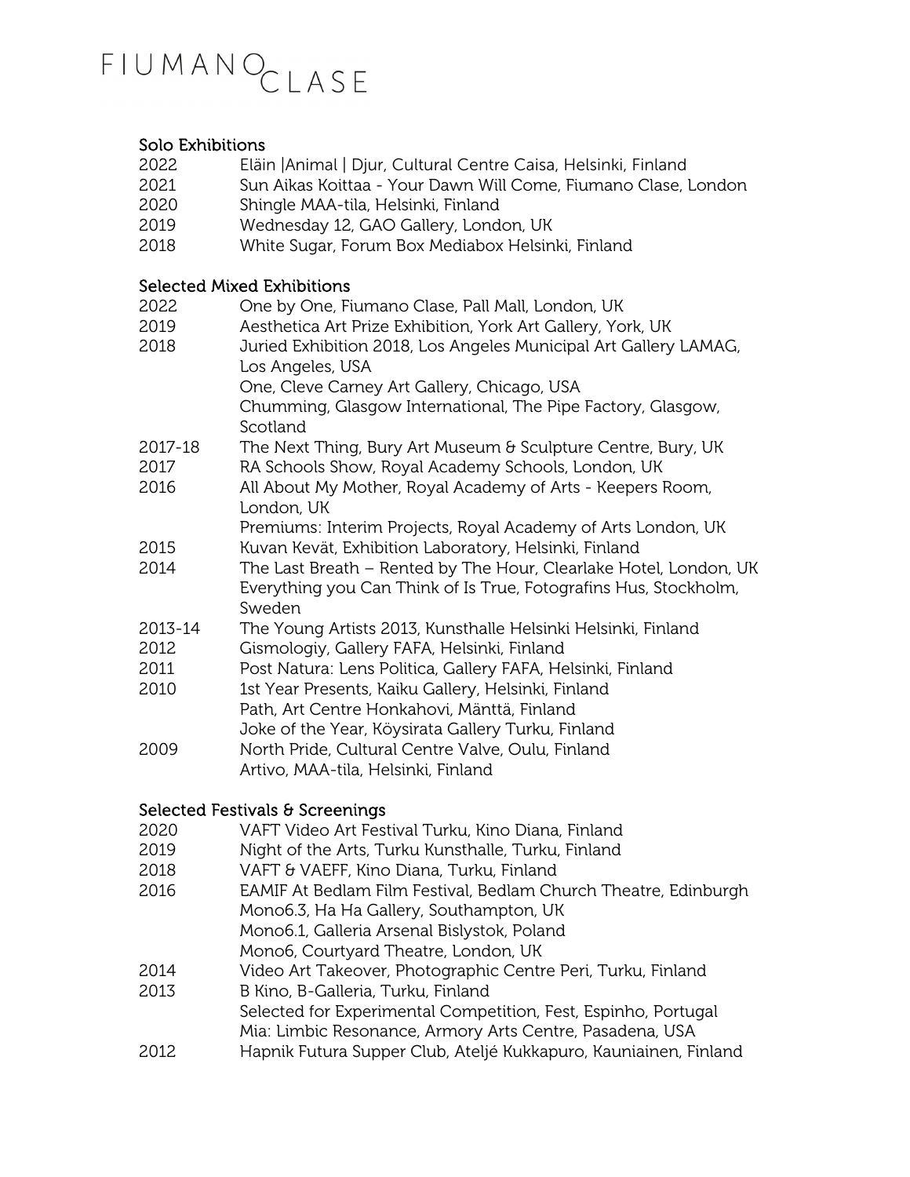## Solo Exhibitions

| | |
|---|---|
| 2022 | Eläin \|Animal \| Djur, Cultural Centre Caisa, Helsinki, Finland |
| 2021 | Sun Aikas Koittaa - Your Dawn Will Come, Fiumano Clase, London |
| 2020 | Shingle MAA-tila, Helsinki, Finland |
| 2019 | Wednesday 12, GAO Gallery, London, UK |
| 2018 | White Sugar, Forum Box Mediabox Helsinki, Finland |

## Selected Mixed Exhibitions

| | |
|---|---|
| 2022 | One by One, Fiumano Clase, Pall Mall, London, UK |
| 2019 | Aesthetica Art Prize Exhibition, York Art Gallery, York, UK |
| 2018 | Juried Exhibition 2018, Los Angeles Municipal Art Gallery LAMAG, Los Angeles, USA |
| | One, Cleve Carney Art Gallery, Chicago, USA |
| | Chumming, Glasgow International, The Pipe Factory, Glasgow, Scotland |
| 2017-18 | The Next Thing, Bury Art Museum & Sculpture Centre, Bury, UK |
| 2017 | RA Schools Show, Royal Academy Schools, London, UK |
| 2016 | All About My Mother, Royal Academy of Arts - Keepers Room, London, UK |
| | Premiums: Interim Projects, Royal Academy of Arts London, UK |
| 2015 | Kuvan Kevät, Exhibition Laboratory, Helsinki, Finland |
| 2014 | The Last Breath – Rented by The Hour, Clearlake Hotel, London, UK |
| | Everything you Can Think of Is True, Fotografins Hus, Stockholm, Sweden |
| 2013-14 | The Young Artists 2013, Kunsthalle Helsinki Helsinki, Finland |
| 2012 | Gismologiy, Gallery FAFA, Helsinki, Finland |
| 2011 | Post Natura: Lens Politica, Gallery FAFA, Helsinki, Finland |
| 2010 | 1st Year Presents, Kaiku Gallery, Helsinki, Finland |
| | Path, Art Centre Honkahovi, Mänttä, Finland |
| | Joke of the Year, Köysirata Gallery Turku, Finland |
| 2009 | North Pride, Cultural Centre Valve, Oulu, Finland |
| | Artivo, MAA-tila, Helsinki, Finland |

## Selected Festivals & Screenings

| | |
|---|---|
| 2020 | VAFT Video Art Festival Turku, Kino Diana, Finland |
| 2019 | Night of the Arts, Turku Kunsthalle, Turku, Finland |
| 2018 | VAFT & VAEFF, Kino Diana, Turku, Finland |
| 2016 | EAMIF At Bedlam Film Festival, Bedlam Church Theatre, Edinburgh |
| | Mono6.3, Ha Ha Gallery, Southampton, UK |
| | Mono6.1, Galleria Arsenal Bislystok, Poland |
| | Mono6, Courtyard Theatre, London, UK |
| 2014 | Video Art Takeover, Photographic Centre Peri, Turku, Finland |
| 2013 | B Kino, B-Galleria, Turku, Finland |
| | Selected for Experimental Competition, Fest, Espinho, Portugal |
| | Mia: Limbic Resonance, Armory Arts Centre, Pasadena, USA |
| 2012 | Hapnik Futura Supper Club, Ateljé Kukkapuro, Kauniainen, Finland |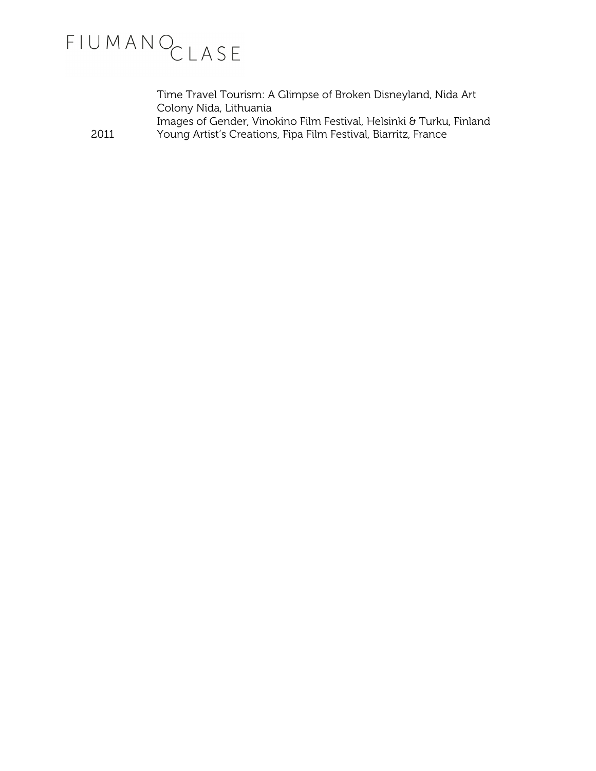Time Travel Tourism: A Glimpse of Broken Disneyland, Nida Art Colony Nida, Lithuania

Images of Gender, Vinokino Film Festival, Helsinki & Turku, Finland

2011 Young Artist's Creations, Fipa Film Festival, Biarritz, France